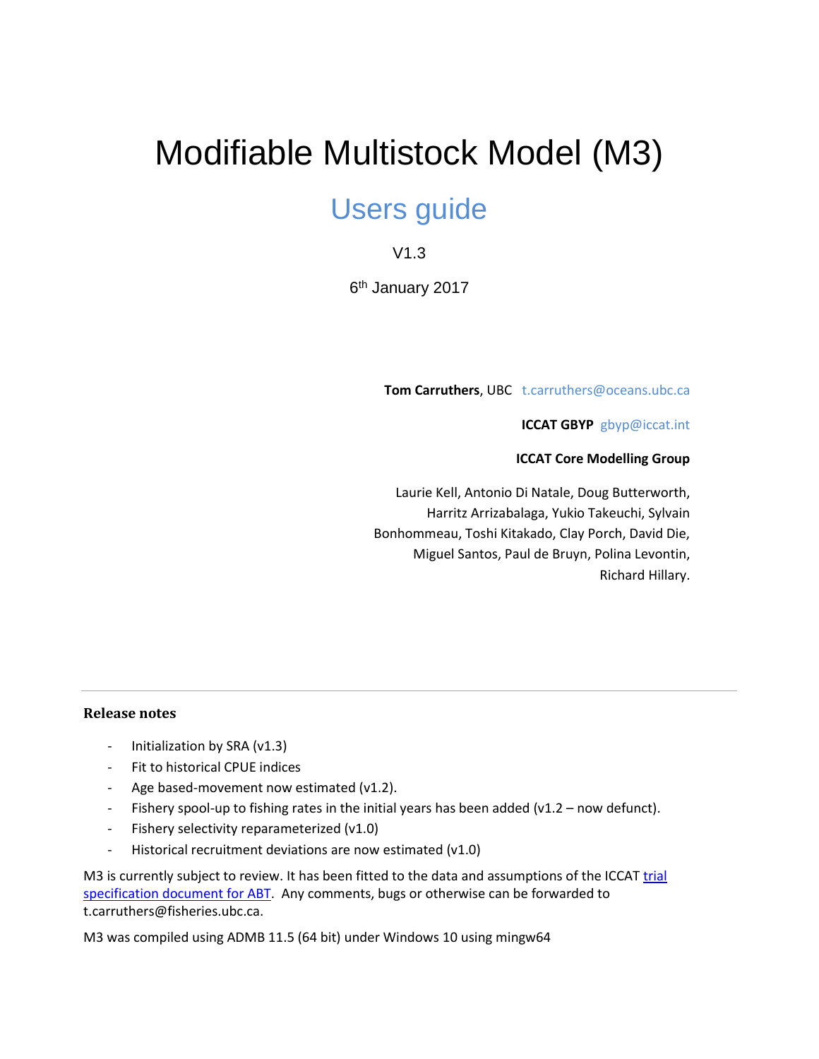# Modifiable Multistock Model (M3)

## Users guide

V1.3

6th January 2017

**Tom Carruthers**, UBC t.carruthers@oceans.ubc.ca

**ICCAT GBYP** gbyp@iccat.int

**ICCAT Core Modelling Group**

Laurie Kell, Antonio Di Natale, Doug Butterworth, Harritz Arrizabalaga, Yukio Takeuchi, Sylvain Bonhommeau, Toshi Kitakado, Clay Porch, David Die, Miguel Santos, Paul de Bruyn, Polina Levontin, Richard Hillary.

---

### Release notes

- Initialization by SRA (v1.3)
- Fit to historical CPUE indices
- Age based-movement now estimated (v1.2).
- Fishery spool-up to fishing rates in the initial years has been added (v1.2 – now defunct).
- Fishery selectivity reparameterized (v1.0)
- Historical recruitment deviations are now estimated (v1.0)

M3 is currently subject to review. It has been fitted to the data and assumptions of the ICCAT trial specification document for ABT. Any comments, bugs or otherwise can be forwarded to t.carruthers@fisheries.ubc.ca.

M3 was compiled using ADMB 11.5 (64 bit) under Windows 10 using mingw64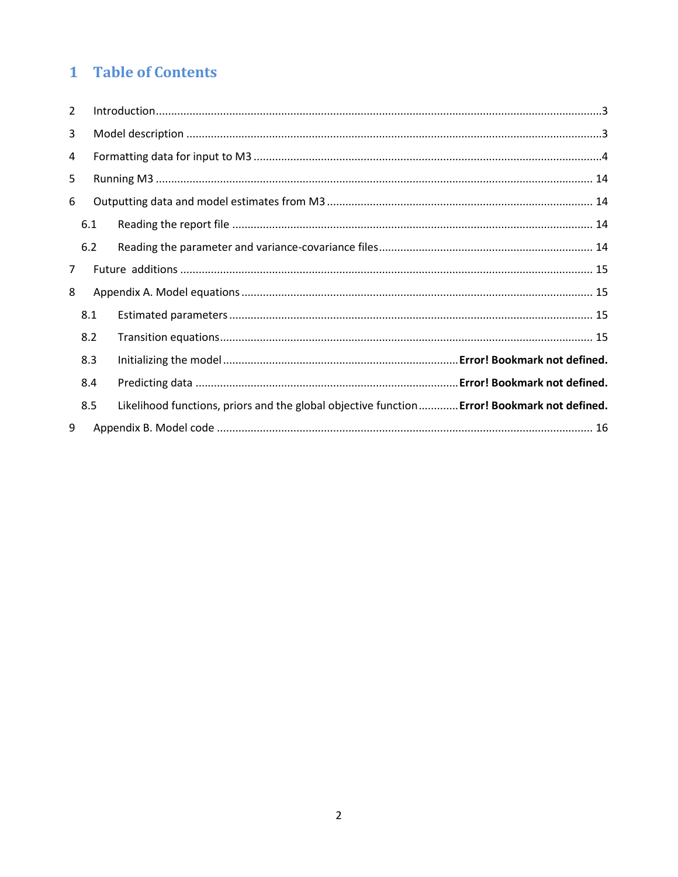# 1 Table of Contents

| | | |
|---|---|---|
| 2 | Introduction | 3 |
| 3 | Model description | 3 |
| 4 | Formatting data for input to M3 | 4 |
| 5 | Running M3 | 14 |
| 6 | Outputting data and model estimates from M3 | 14 |
| 6.1 | Reading the report file | 14 |
| 6.2 | Reading the parameter and variance-covariance files | 14 |
| 7 | Future additions | 15 |
| 8 | Appendix A. Model equations | 15 |
| 8.1 | Estimated parameters | 15 |
| 8.2 | Transition equations | 15 |
| 8.3 | Initializing the model | **Error! Bookmark not defined.** |
| 8.4 | Predicting data | **Error! Bookmark not defined.** |
| 8.5 | Likelihood functions, priors and the global objective function | **Error! Bookmark not defined.** |
| 9 | Appendix B. Model code | 16 |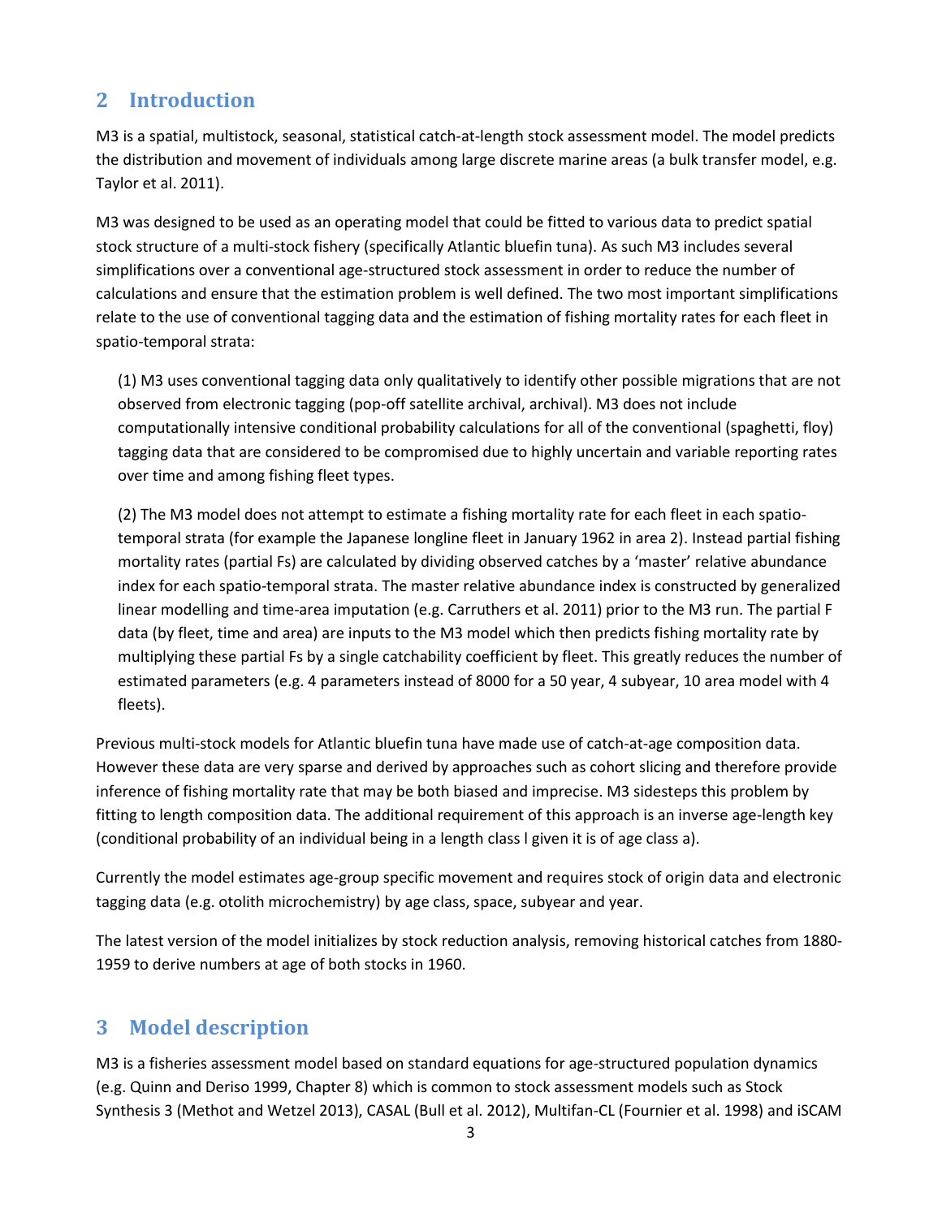## 2 Introduction

M3 is a spatial, multistock, seasonal, statistical catch-at-length stock assessment model. The model predicts the distribution and movement of individuals among large discrete marine areas (a bulk transfer model, e.g. Taylor et al. 2011).

M3 was designed to be used as an operating model that could be fitted to various data to predict spatial stock structure of a multi-stock fishery (specifically Atlantic bluefin tuna). As such M3 includes several simplifications over a conventional age-structured stock assessment in order to reduce the number of calculations and ensure that the estimation problem is well defined. The two most important simplifications relate to the use of conventional tagging data and the estimation of fishing mortality rates for each fleet in spatio-temporal strata:

(1) M3 uses conventional tagging data only qualitatively to identify other possible migrations that are not observed from electronic tagging (pop-off satellite archival, archival). M3 does not include computationally intensive conditional probability calculations for all of the conventional (spaghetti, floy) tagging data that are considered to be compromised due to highly uncertain and variable reporting rates over time and among fishing fleet types.

(2) The M3 model does not attempt to estimate a fishing mortality rate for each fleet in each spatio-temporal strata (for example the Japanese longline fleet in January 1962 in area 2). Instead partial fishing mortality rates (partial Fs) are calculated by dividing observed catches by a 'master' relative abundance index for each spatio-temporal strata. The master relative abundance index is constructed by generalized linear modelling and time-area imputation (e.g. Carruthers et al. 2011) prior to the M3 run. The partial F data (by fleet, time and area) are inputs to the M3 model which then predicts fishing mortality rate by multiplying these partial Fs by a single catchability coefficient by fleet. This greatly reduces the number of estimated parameters (e.g. 4 parameters instead of 8000 for a 50 year, 4 subyear, 10 area model with 4 fleets).

Previous multi-stock models for Atlantic bluefin tuna have made use of catch-at-age composition data. However these data are very sparse and derived by approaches such as cohort slicing and therefore provide inference of fishing mortality rate that may be both biased and imprecise. M3 sidesteps this problem by fitting to length composition data. The additional requirement of this approach is an inverse age-length key (conditional probability of an individual being in a length class l given it is of age class a).

Currently the model estimates age-group specific movement and requires stock of origin data and electronic tagging data (e.g. otolith microchemistry) by age class, space, subyear and year.

The latest version of the model initializes by stock reduction analysis, removing historical catches from 1880-1959 to derive numbers at age of both stocks in 1960.

## 3 Model description

M3 is a fisheries assessment model based on standard equations for age-structured population dynamics (e.g. Quinn and Deriso 1999, Chapter 8) which is common to stock assessment models such as Stock Synthesis 3 (Methot and Wetzel 2013), CASAL (Bull et al. 2012), Multifan-CL (Fournier et al. 1998) and iSCAM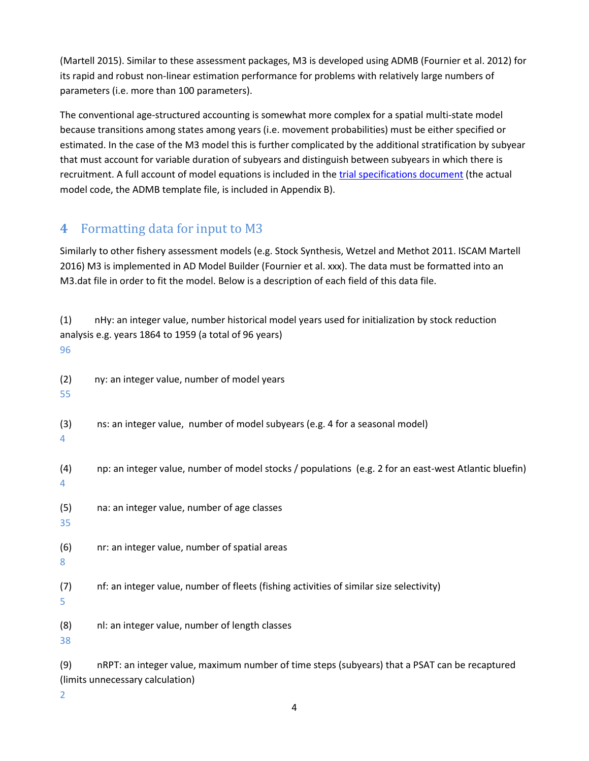(Martell 2015). Similar to these assessment packages, M3 is developed using ADMB (Fournier et al. 2012) for its rapid and robust non-linear estimation performance for problems with relatively large numbers of parameters (i.e. more than 100 parameters).

The conventional age-structured accounting is somewhat more complex for a spatial multi-state model because transitions among states among years (i.e. movement probabilities) must be either specified or estimated. In the case of the M3 model this is further complicated by the additional stratification by subyear that must account for variable duration of subyears and distinguish between subyears in which there is recruitment. A full account of model equations is included in the trial specifications document (the actual model code, the ADMB template file, is included in Appendix B).

## 4 Formatting data for input to M3

Similarly to other fishery assessment models (e.g. Stock Synthesis, Wetzel and Methot 2011. ISCAM Martell 2016) M3 is implemented in AD Model Builder (Fournier et al. xxx). The data must be formatted into an M3.dat file in order to fit the model. Below is a description of each field of this data file.

(1) nHy: an integer value, number historical model years used for initialization by stock reduction analysis e.g. years 1864 to 1959 (a total of 96 years)

96

(2) ny: an integer value, number of model years

55

(3) ns: an integer value, number of model subyears (e.g. 4 for a seasonal model)

4

(4) np: an integer value, number of model stocks / populations (e.g. 2 for an east-west Atlantic bluefin)

4

(5) na: an integer value, number of age classes

35

(6) nr: an integer value, number of spatial areas

8

(7) nf: an integer value, number of fleets (fishing activities of similar size selectivity)

5

(8) nl: an integer value, number of length classes

38

(9) nRPT: an integer value, maximum number of time steps (subyears) that a PSAT can be recaptured (limits unnecessary calculation)

2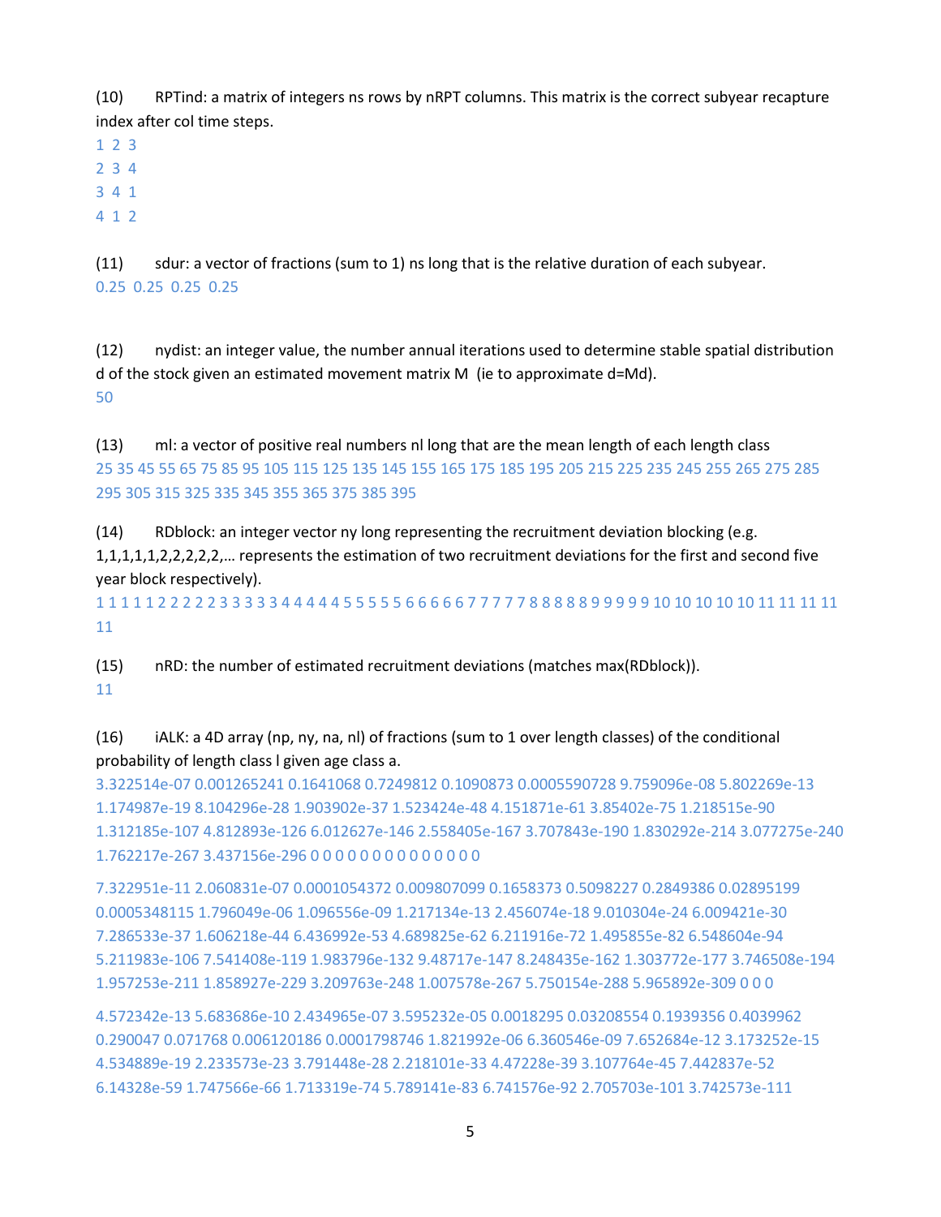(10) RPTind: a matrix of integers ns rows by nRPT columns. This matrix is the correct subyear recapture index after col time steps.

1 2 3
2 3 4
3 4 1
4 1 2

(11) sdur: a vector of fractions (sum to 1) ns long that is the relative duration of each subyear.

0.25 0.25 0.25 0.25

(12) nydist: an integer value, the number annual iterations used to determine stable spatial distribution d of the stock given an estimated movement matrix M (ie to approximate d=Md).

50

(13) ml: a vector of positive real numbers nl long that are the mean length of each length class

25 35 45 55 65 75 85 95 105 115 125 135 145 155 165 175 185 195 205 215 225 235 245 255 265 275 285 295 305 315 325 335 345 355 365 375 385 395

(14) RDblock: an integer vector ny long representing the recruitment deviation blocking (e.g. 1,1,1,1,1,2,2,2,2,2,… represents the estimation of two recruitment deviations for the first and second five year block respectively).

1 1 1 1 1 2 2 2 2 2 3 3 3 3 3 4 4 4 4 4 5 5 5 5 5 6 6 6 6 6 7 7 7 7 7 8 8 8 8 8 9 9 9 9 9 10 10 10 10 10 11 11 11 11 11

(15) nRD: the number of estimated recruitment deviations (matches max(RDblock)).

11

(16) iALK: a 4D array (np, ny, na, nl) of fractions (sum to 1 over length classes) of the conditional probability of length class l given age class a.

3.322514e-07 0.001265241 0.1641068 0.7249812 0.1090873 0.0005590728 9.759096e-08 5.802269e-13 1.174987e-19 8.104296e-28 1.903902e-37 1.523424e-48 4.151871e-61 3.85402e-75 1.218515e-90 1.312185e-107 4.812893e-126 6.012627e-146 2.558405e-167 3.707843e-190 1.830292e-214 3.077275e-240 1.762217e-267 3.437156e-296 0 0 0 0 0 0 0 0 0 0 0 0 0 0

7.322951e-11 2.060831e-07 0.0001054372 0.009807099 0.1658373 0.5098227 0.2849386 0.02895199 0.0005348115 1.796049e-06 1.096556e-09 1.217134e-13 2.456074e-18 9.010304e-24 6.009421e-30 7.286533e-37 1.606218e-44 6.436992e-53 4.689825e-62 6.211916e-72 1.495855e-82 6.548604e-94 5.211983e-106 7.541408e-119 1.983796e-132 9.48717e-147 8.248435e-162 1.303772e-177 3.746508e-194 1.957253e-211 1.858927e-229 3.209763e-248 1.007578e-267 5.750154e-288 5.965892e-309 0 0 0

4.572342e-13 5.683686e-10 2.434965e-07 3.595232e-05 0.0018295 0.03208554 0.1939356 0.4039962 0.290047 0.071768 0.006120186 0.0001798746 1.821992e-06 6.360546e-09 7.652684e-12 3.173252e-15 4.534889e-19 2.233573e-23 3.791448e-28 2.218101e-33 4.47228e-39 3.107764e-45 7.442837e-52 6.14328e-59 1.747566e-66 1.713319e-74 5.789141e-83 6.741576e-92 2.705703e-101 3.742573e-111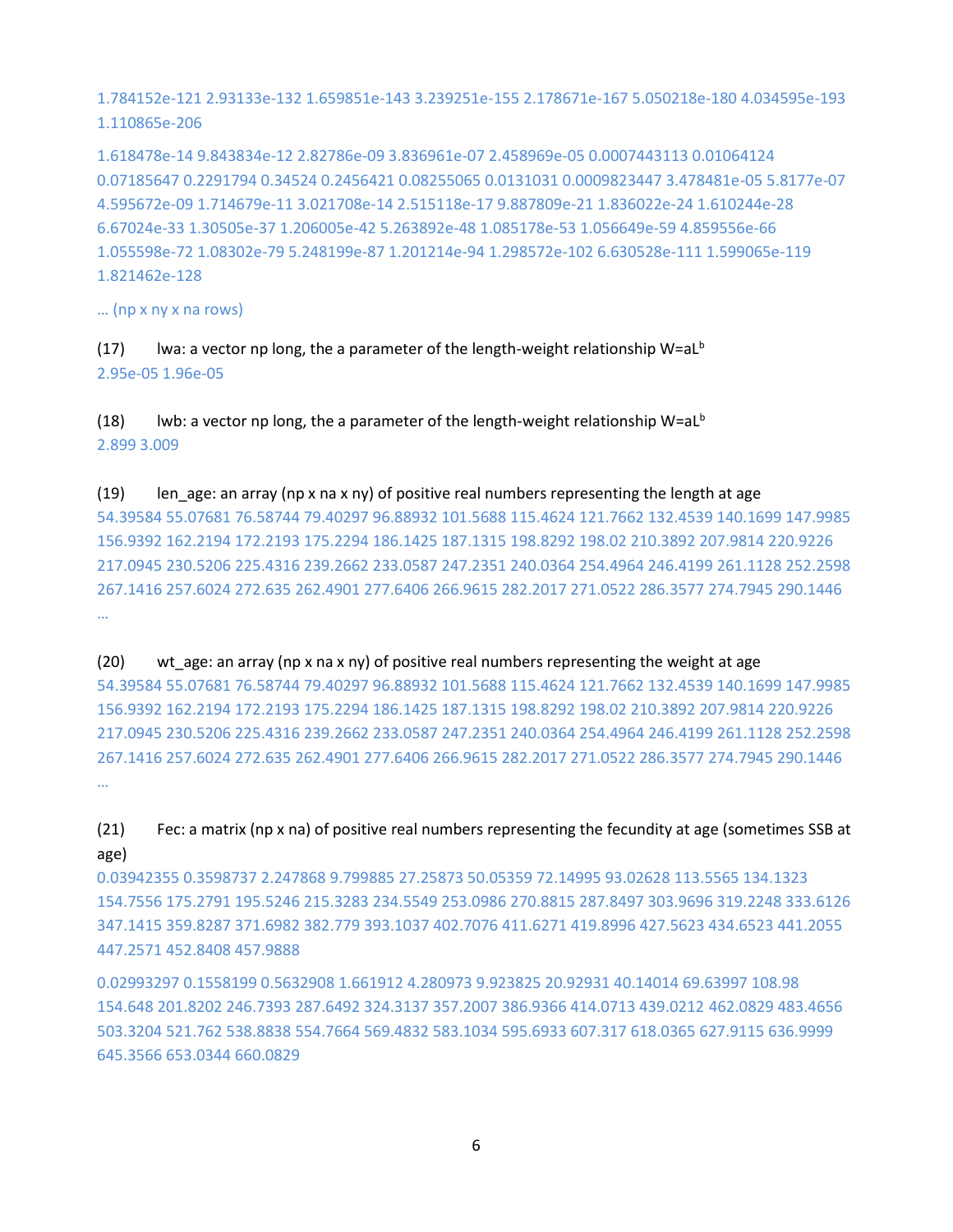1.784152e-121 2.93133e-132 1.659851e-143 3.239251e-155 2.178671e-167 5.050218e-180 4.034595e-193 1.110865e-206

1.618478e-14 9.843834e-12 2.82786e-09 3.836961e-07 2.458969e-05 0.0007443113 0.01064124 0.07185647 0.2291794 0.34524 0.2456421 0.08255065 0.0131031 0.0009823447 3.478481e-05 5.8177e-07 4.595672e-09 1.714679e-11 3.021708e-14 2.515118e-17 9.887809e-21 1.836022e-24 1.610244e-28 6.67024e-33 1.30505e-37 1.206005e-42 5.263892e-48 1.085178e-53 1.056649e-59 4.859556e-66 1.055598e-72 1.08302e-79 5.248199e-87 1.201214e-94 1.298572e-102 6.630528e-111 1.599065e-119 1.821462e-128

… (np x ny x na rows)

(17) lwa: a vector np long, the a parameter of the length-weight relationship $W=aL^b$
2.95e-05 1.96e-05

(18) lwb: a vector np long, the a parameter of the length-weight relationship $W=aL^b$
2.899 3.009

(19) len_age: an array (np x na x ny) of positive real numbers representing the length at age
54.39584 55.07681 76.58744 79.40297 96.88932 101.5688 115.4624 121.7662 132.4539 140.1699 147.9985 156.9392 162.2194 172.2193 175.2294 186.1425 187.1315 198.8292 198.02 210.3892 207.9814 220.9226 217.0945 230.5206 225.4316 239.2662 233.0587 247.2351 240.0364 254.4964 246.4199 261.1128 252.2598 267.1416 257.6024 272.635 262.4901 277.6406 266.9615 282.2017 271.0522 286.3577 274.7945 290.1446 …

(20) wt_age: an array (np x na x ny) of positive real numbers representing the weight at age
54.39584 55.07681 76.58744 79.40297 96.88932 101.5688 115.4624 121.7662 132.4539 140.1699 147.9985 156.9392 162.2194 172.2193 175.2294 186.1425 187.1315 198.8292 198.02 210.3892 207.9814 220.9226 217.0945 230.5206 225.4316 239.2662 233.0587 247.2351 240.0364 254.4964 246.4199 261.1128 252.2598 267.1416 257.6024 272.635 262.4901 277.6406 266.9615 282.2017 271.0522 286.3577 274.7945 290.1446 …

(21) Fec: a matrix (np x na) of positive real numbers representing the fecundity at age (sometimes SSB at age)
0.03942355 0.3598737 2.247868 9.799885 27.25873 50.05359 72.14995 93.02628 113.5565 134.1323 154.7556 175.2791 195.5246 215.3283 234.5549 253.0986 270.8815 287.8497 303.9696 319.2248 333.6126 347.1415 359.8287 371.6982 382.779 393.1037 402.7076 411.6271 419.8996 427.5623 434.6523 441.2055 447.2571 452.8408 457.9888

0.02993297 0.1558199 0.5632908 1.661912 4.280973 9.923825 20.92931 40.14014 69.63997 108.98 154.648 201.8202 246.7393 287.6492 324.3137 357.2007 386.9366 414.0713 439.0212 462.0829 483.4656 503.3204 521.762 538.8838 554.7664 569.4832 583.1034 595.6933 607.317 618.0365 627.9115 636.9999 645.3566 653.0344 660.0829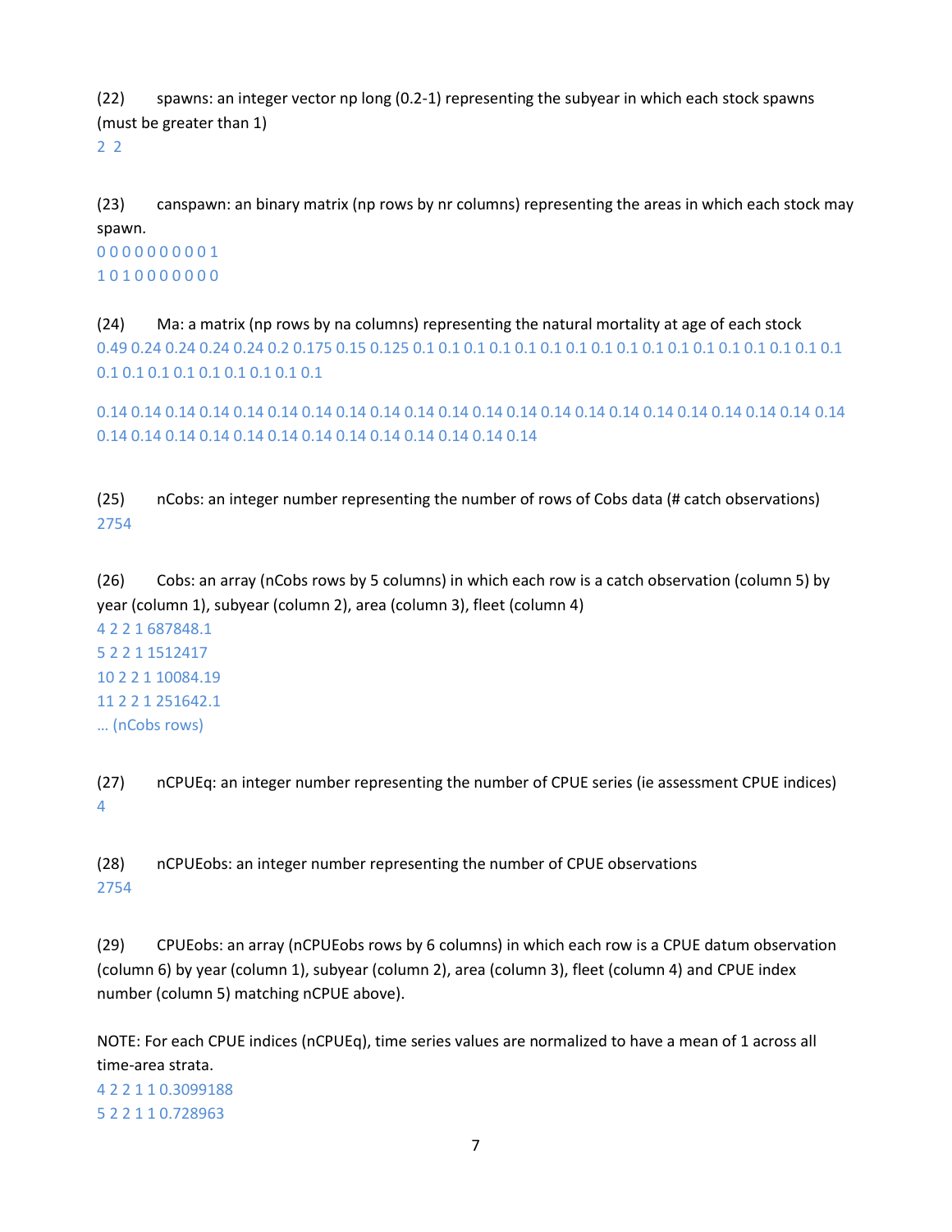(22) spawns: an integer vector np long (0.2-1) representing the subyear in which each stock spawns (must be greater than 1)

2 2

(23) canspawn: an binary matrix (np rows by nr columns) representing the areas in which each stock may spawn.

0 0 0 0 0 0 0 0 0 1
1 0 1 0 0 0 0 0 0 0

(24) Ma: a matrix (np rows by na columns) representing the natural mortality at age of each stock

0.49 0.24 0.24 0.24 0.24 0.2 0.175 0.15 0.125 0.1 0.1 0.1 0.1 0.1 0.1 0.1 0.1 0.1 0.1 0.1 0.1 0.1 0.1 0.1 0.1 0.1 0.1 0.1 0.1 0.1 0.1 0.1 0.1 0.1 0.1

0.14 0.14 0.14 0.14 0.14 0.14 0.14 0.14 0.14 0.14 0.14 0.14 0.14 0.14 0.14 0.14 0.14 0.14 0.14 0.14 0.14 0.14 0.14 0.14 0.14 0.14 0.14 0.14 0.14 0.14 0.14 0.14 0.14 0.14 0.14

(25) nCobs: an integer number representing the number of rows of Cobs data (# catch observations)

2754

(26) Cobs: an array (nCobs rows by 5 columns) in which each row is a catch observation (column 5) by year (column 1), subyear (column 2), area (column 3), fleet (column 4)

4 2 2 1 687848.1
5 2 2 1 1512417
10 2 2 1 10084.19
11 2 2 1 251642.1
… (nCobs rows)

(27) nCPUEq: an integer number representing the number of CPUE series (ie assessment CPUE indices)

4

(28) nCPUEobs: an integer number representing the number of CPUE observations

2754

(29) CPUEobs: an array (nCPUEobs rows by 6 columns) in which each row is a CPUE datum observation (column 6) by year (column 1), subyear (column 2), area (column 3), fleet (column 4) and CPUE index number (column 5) matching nCPUE above).

NOTE: For each CPUE indices (nCPUEq), time series values are normalized to have a mean of 1 across all time-area strata.

4 2 2 1 1 0.3099188
5 2 2 1 1 0.728963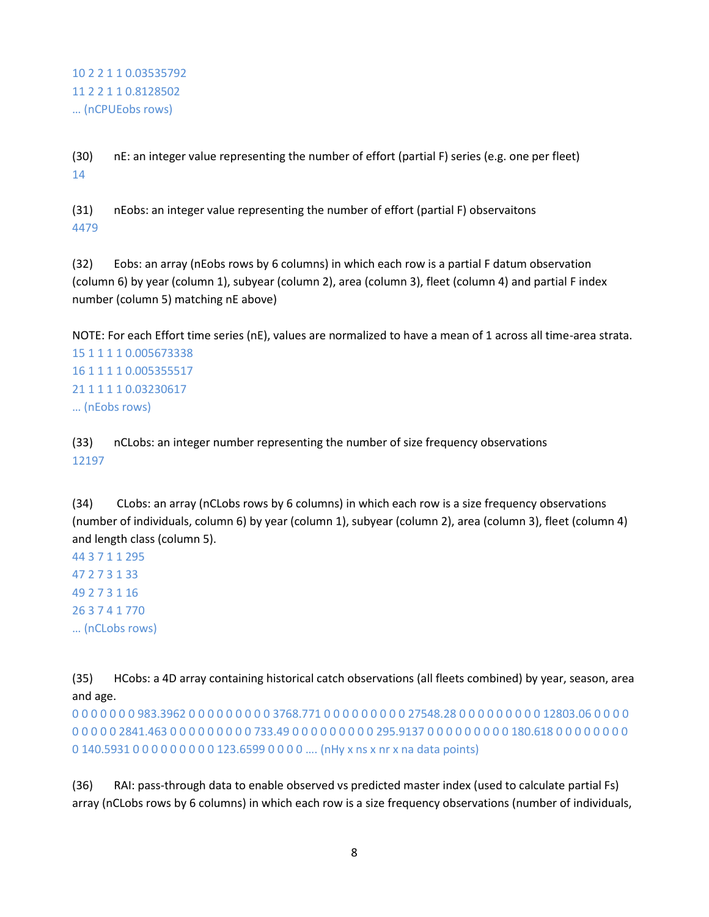10 2 2 1 1 0.03535792
11 2 2 1 1 0.8128502
… (nCPUEobs rows)

(30) nE: an integer value representing the number of effort (partial F) series (e.g. one per fleet)
14

(31) nEobs: an integer value representing the number of effort (partial F) observaitons
4479

(32) Eobs: an array (nEobs rows by 6 columns) in which each row is a partial F datum observation (column 6) by year (column 1), subyear (column 2), area (column 3), fleet (column 4) and partial F index number (column 5) matching nE above)

NOTE: For each Effort time series (nE), values are normalized to have a mean of 1 across all time-area strata.
15 1 1 1 1 0.005673338
16 1 1 1 1 0.005355517
21 1 1 1 1 0.03230617
… (nEobs rows)

(33) nCLobs: an integer number representing the number of size frequency observations
12197

(34) CLobs: an array (nCLobs rows by 6 columns) in which each row is a size frequency observations (number of individuals, column 6) by year (column 1), subyear (column 2), area (column 3), fleet (column 4) and length class (column 5).
44 3 7 1 1 295
47 2 7 3 1 33
49 2 7 3 1 16
26 3 7 4 1 770
… (nCLobs rows)

(35) HCobs: a 4D array containing historical catch observations (all fleets combined) by year, season, area and age.
0 0 0 0 0 0 983.3962 0 0 0 0 0 0 0 0 0 3768.771 0 0 0 0 0 0 0 0 0 27548.28 0 0 0 0 0 0 0 0 0 12803.06 0 0 0 0 0 0 0 0 0 2841.463 0 0 0 0 0 0 0 0 0 733.49 0 0 0 0 0 0 0 0 0 295.9137 0 0 0 0 0 0 0 0 0 180.618 0 0 0 0 0 0 0 0 0 140.5931 0 0 0 0 0 0 0 0 0 123.6599 0 0 0 0 …. (nHy x ns x nr x na data points)

(36) RAI: pass-through data to enable observed vs predicted master index (used to calculate partial Fs) array (nCLobs rows by 6 columns) in which each row is a size frequency observations (number of individuals,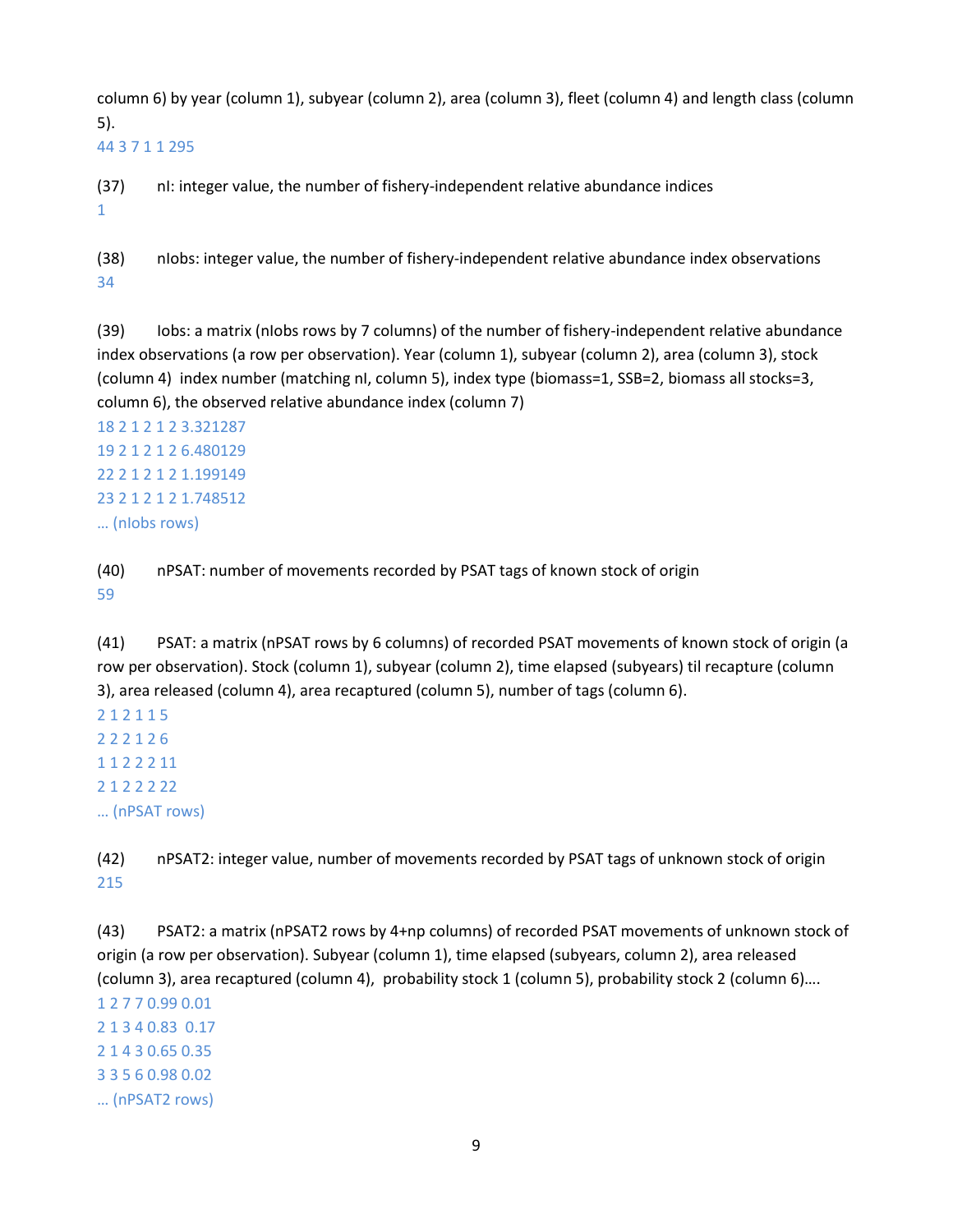column 6) by year (column 1), subyear (column 2), area (column 3), fleet (column 4) and length class (column 5).

44 3 7 1 1 295

(37) nI: integer value, the number of fishery-independent relative abundance indices

1

(38) nIobs: integer value, the number of fishery-independent relative abundance index observations

34

(39) Iobs: a matrix (nIobs rows by 7 columns) of the number of fishery-independent relative abundance index observations (a row per observation). Year (column 1), subyear (column 2), area (column 3), stock (column 4) index number (matching nI, column 5), index type (biomass=1, SSB=2, biomass all stocks=3, column 6), the observed relative abundance index (column 7)

18 2 1 2 1 2 3.321287
19 2 1 2 1 2 6.480129
22 2 1 2 1 2 1.199149
23 2 1 2 1 2 1.748512
… (nIobs rows)

(40) nPSAT: number of movements recorded by PSAT tags of known stock of origin

59

(41) PSAT: a matrix (nPSAT rows by 6 columns) of recorded PSAT movements of known stock of origin (a row per observation). Stock (column 1), subyear (column 2), time elapsed (subyears) til recapture (column 3), area released (column 4), area recaptured (column 5), number of tags (column 6).

2 1 2 1 1 5
2 2 2 1 2 6
1 1 2 2 2 11
2 1 2 2 2 22
… (nPSAT rows)

(42) nPSAT2: integer value, number of movements recorded by PSAT tags of unknown stock of origin

215

(43) PSAT2: a matrix (nPSAT2 rows by 4+np columns) of recorded PSAT movements of unknown stock of origin (a row per observation). Subyear (column 1), time elapsed (subyears, column 2), area released (column 3), area recaptured (column 4), probability stock 1 (column 5), probability stock 2 (column 6)….

1 2 7 7 0.99 0.01
2 1 3 4 0.83 0.17
2 1 4 3 0.65 0.35
3 3 5 6 0.98 0.02
… (nPSAT2 rows)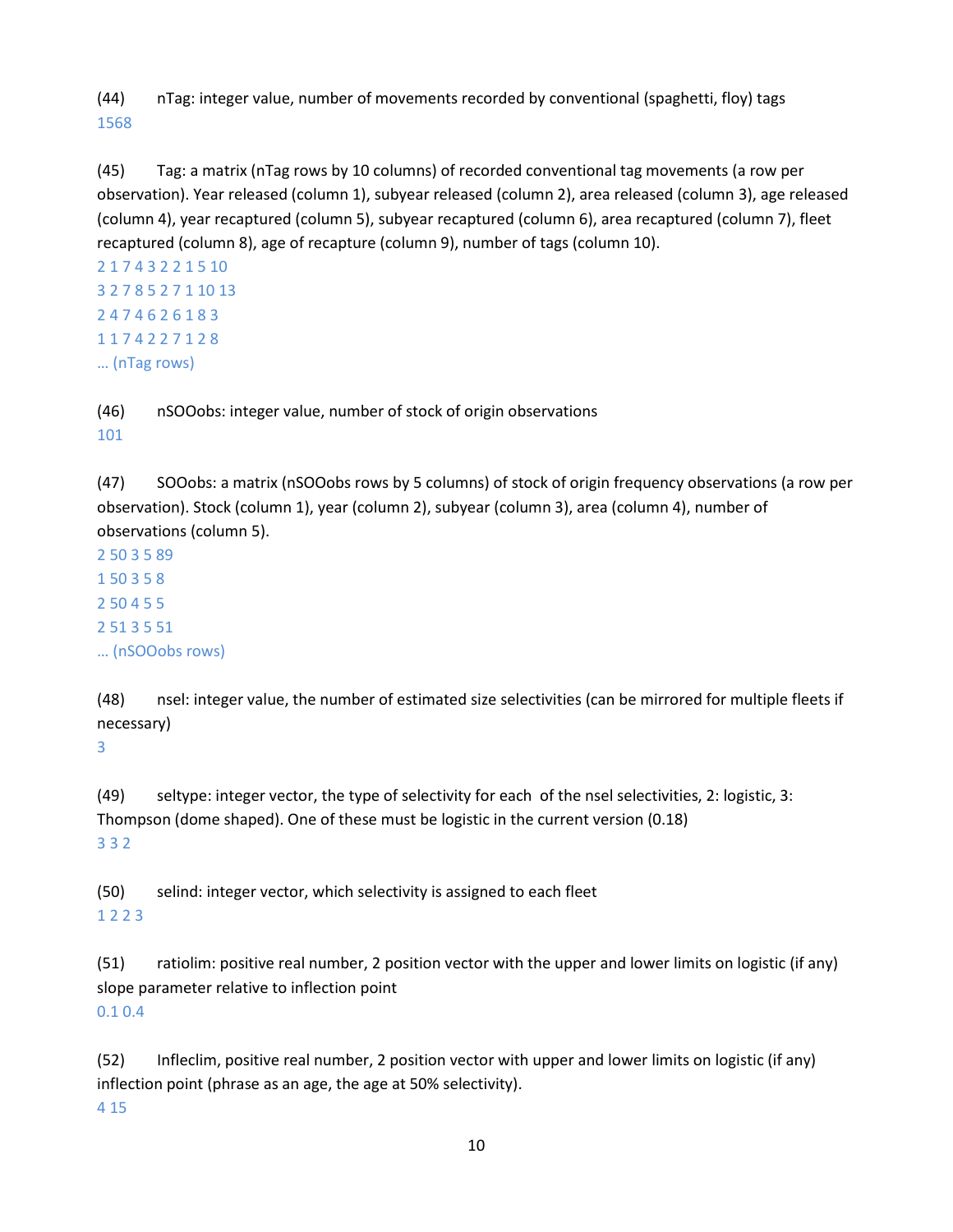(44) nTag: integer value, number of movements recorded by conventional (spaghetti, floy) tags

1568

(45) Tag: a matrix (nTag rows by 10 columns) of recorded conventional tag movements (a row per observation). Year released (column 1), subyear released (column 2), area released (column 3), age released (column 4), year recaptured (column 5), subyear recaptured (column 6), area recaptured (column 7), fleet recaptured (column 8), age of recapture (column 9), number of tags (column 10).

2 1 7 4 3 2 2 1 5 10
3 2 7 8 5 2 7 1 10 13
2 4 7 4 6 2 6 1 8 3
1 1 7 4 2 2 7 1 2 8
… (nTag rows)

(46) nSOOobs: integer value, number of stock of origin observations

101

(47) SOOobs: a matrix (nSOOobs rows by 5 columns) of stock of origin frequency observations (a row per observation). Stock (column 1), year (column 2), subyear (column 3), area (column 4), number of observations (column 5).

2 50 3 5 89
1 50 3 5 8
2 50 4 5 5
2 51 3 5 51
… (nSOOobs rows)

(48) nsel: integer value, the number of estimated size selectivities (can be mirrored for multiple fleets if necessary)

3

(49) seltype: integer vector, the type of selectivity for each of the nsel selectivities, 2: logistic, 3: Thompson (dome shaped). One of these must be logistic in the current version (0.18)

3 3 2

(50) selind: integer vector, which selectivity is assigned to each fleet

1 2 2 3

(51) ratiolim: positive real number, 2 position vector with the upper and lower limits on logistic (if any) slope parameter relative to inflection point

0.1 0.4

(52) Infleclim, positive real number, 2 position vector with upper and lower limits on logistic (if any) inflection point (phrase as an age, the age at 50% selectivity).

4 15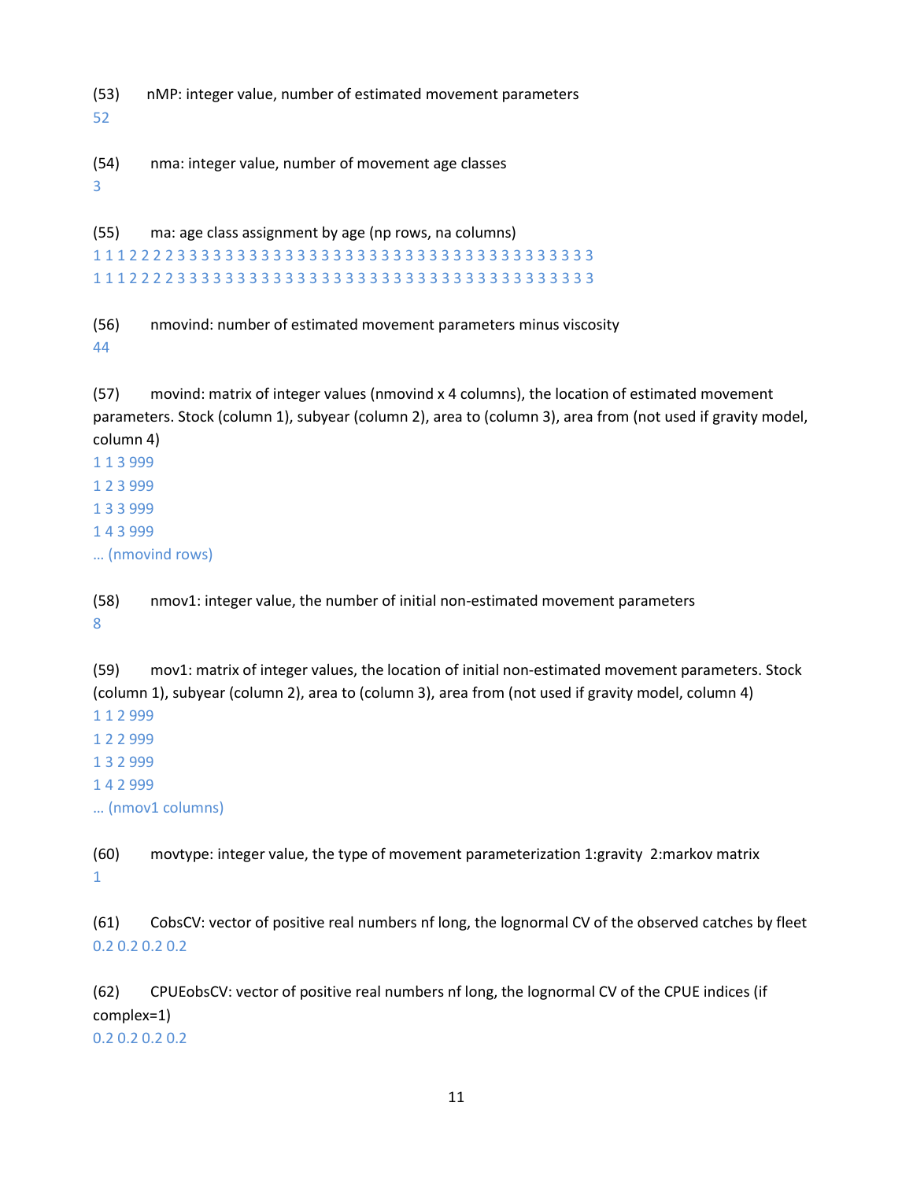(53) nMP: integer value, number of estimated movement parameters

52

(54) nma: integer value, number of movement age classes

3

(55) ma: age class assignment by age (np rows, na columns)

1 1 1 2 2 2 2 3 3 3 3 3 3 3 3 3 3 3 3 3 3 3 3 3 3 3 3 3 3 3 3 3 3 3 3 3 3 3 3 3 3 3 3
1 1 1 2 2 2 2 3 3 3 3 3 3 3 3 3 3 3 3 3 3 3 3 3 3 3 3 3 3 3 3 3 3 3 3 3 3 3 3 3 3 3 3

(56) nmovind: number of estimated movement parameters minus viscosity

44

(57) movind: matrix of integer values (nmovind x 4 columns), the location of estimated movement parameters. Stock (column 1), subyear (column 2), area to (column 3), area from (not used if gravity model, column 4)

1 1 3 999
1 2 3 999
1 3 3 999
1 4 3 999
… (nmovind rows)

(58) nmov1: integer value, the number of initial non-estimated movement parameters

8

(59) mov1: matrix of integer values, the location of initial non-estimated movement parameters. Stock (column 1), subyear (column 2), area to (column 3), area from (not used if gravity model, column 4)

1 1 2 999
1 2 2 999
1 3 2 999
1 4 2 999
… (nmov1 columns)

(60) movtype: integer value, the type of movement parameterization 1:gravity 2:markov matrix

1

(61) CobsCV: vector of positive real numbers nf long, the lognormal CV of the observed catches by fleet

0.2 0.2 0.2 0.2

(62) CPUEobsCV: vector of positive real numbers nf long, the lognormal CV of the CPUE indices (if complex=1)

0.2 0.2 0.2 0.2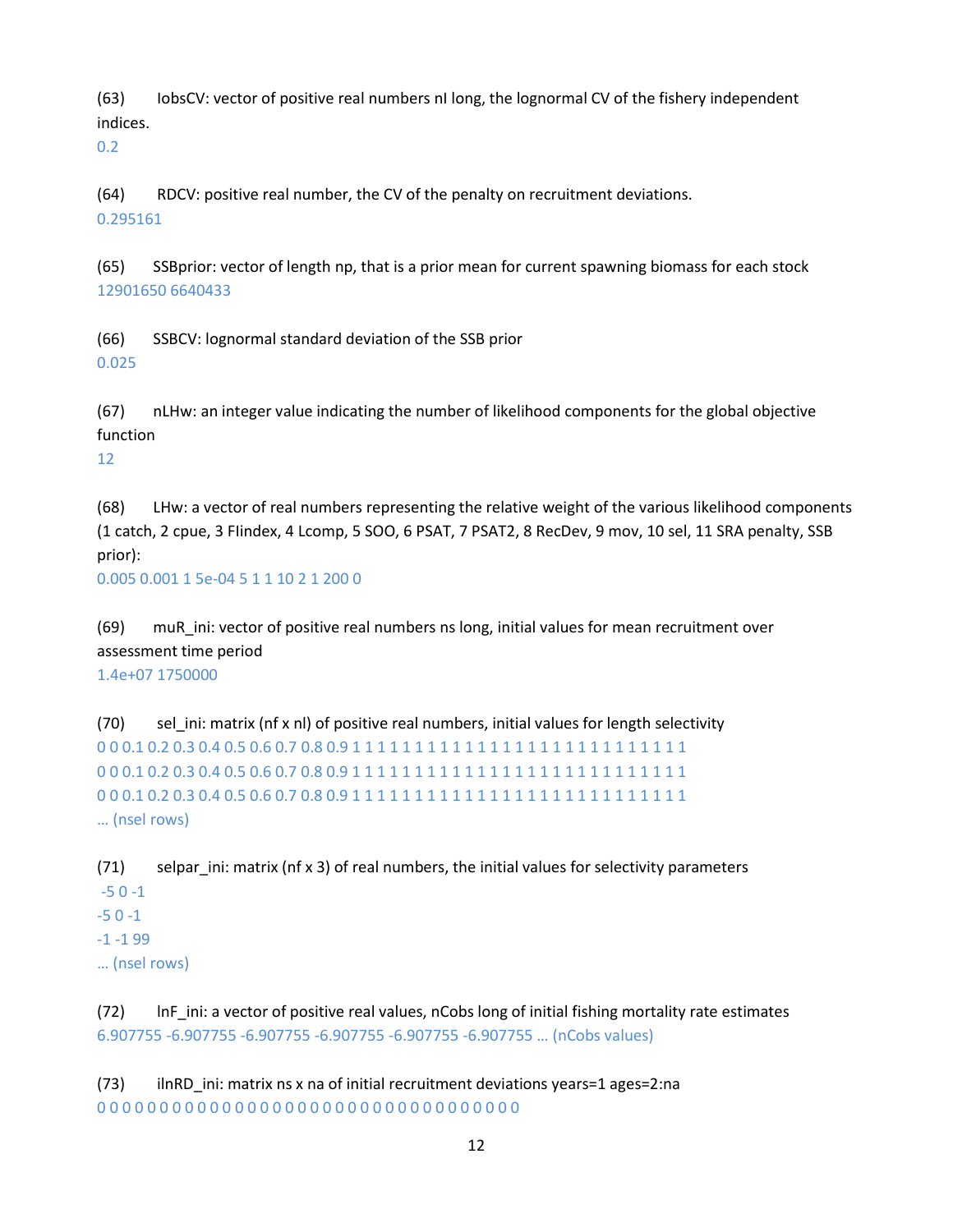(63) IobsCV: vector of positive real numbers nI long, the lognormal CV of the fishery independent indices.
0.2

(64) RDCV: positive real number, the CV of the penalty on recruitment deviations.
0.295161

(65) SSBprior: vector of length np, that is a prior mean for current spawning biomass for each stock
12901650 6640433

(66) SSBCV: lognormal standard deviation of the SSB prior
0.025

(67) nLHw: an integer value indicating the number of likelihood components for the global objective function
12

(68) LHw: a vector of real numbers representing the relative weight of the various likelihood components (1 catch, 2 cpue, 3 FIindex, 4 Lcomp, 5 SOO, 6 PSAT, 7 PSAT2, 8 RecDev, 9 mov, 10 sel, 11 SRA penalty, SSB prior):
0.005 0.001 1 5e-04 5 1 1 10 2 1 200 0

(69) muR_ini: vector of positive real numbers ns long, initial values for mean recruitment over assessment time period
1.4e+07 1750000

(70) sel_ini: matrix (nf x nl) of positive real numbers, initial values for length selectivity
0 0 0.1 0.2 0.3 0.4 0.5 0.6 0.7 0.8 0.9 1 1 1 1 1 1 1 1 1 1 1 1 1 1 1 1 1 1 1 1 1 1 1 1 1 1 1 1 1 1 1
0 0 0.1 0.2 0.3 0.4 0.5 0.6 0.7 0.8 0.9 1 1 1 1 1 1 1 1 1 1 1 1 1 1 1 1 1 1 1 1 1 1 1 1 1 1 1 1 1 1 1
0 0 0.1 0.2 0.3 0.4 0.5 0.6 0.7 0.8 0.9 1 1 1 1 1 1 1 1 1 1 1 1 1 1 1 1 1 1 1 1 1 1 1 1 1 1 1 1 1 1 1
… (nsel rows)

(71) selpar_ini: matrix (nf x 3) of real numbers, the initial values for selectivity parameters
-5 0 -1
-5 0 -1
-1 -1 99
… (nsel rows)

(72) lnF_ini: a vector of positive real values, nCobs long of initial fishing mortality rate estimates
6.907755 -6.907755 -6.907755 -6.907755 -6.907755 -6.907755 … (nCobs values)

(73) ilnRD_ini: matrix ns x na of initial recruitment deviations years=1 ages=2:na
0 0 0 0 0 0 0 0 0 0 0 0 0 0 0 0 0 0 0 0 0 0 0 0 0 0 0 0 0 0 0 0 0 0 0 0 0 0 0 0 0 0 0 0 0 0 0 0 0 0 0 0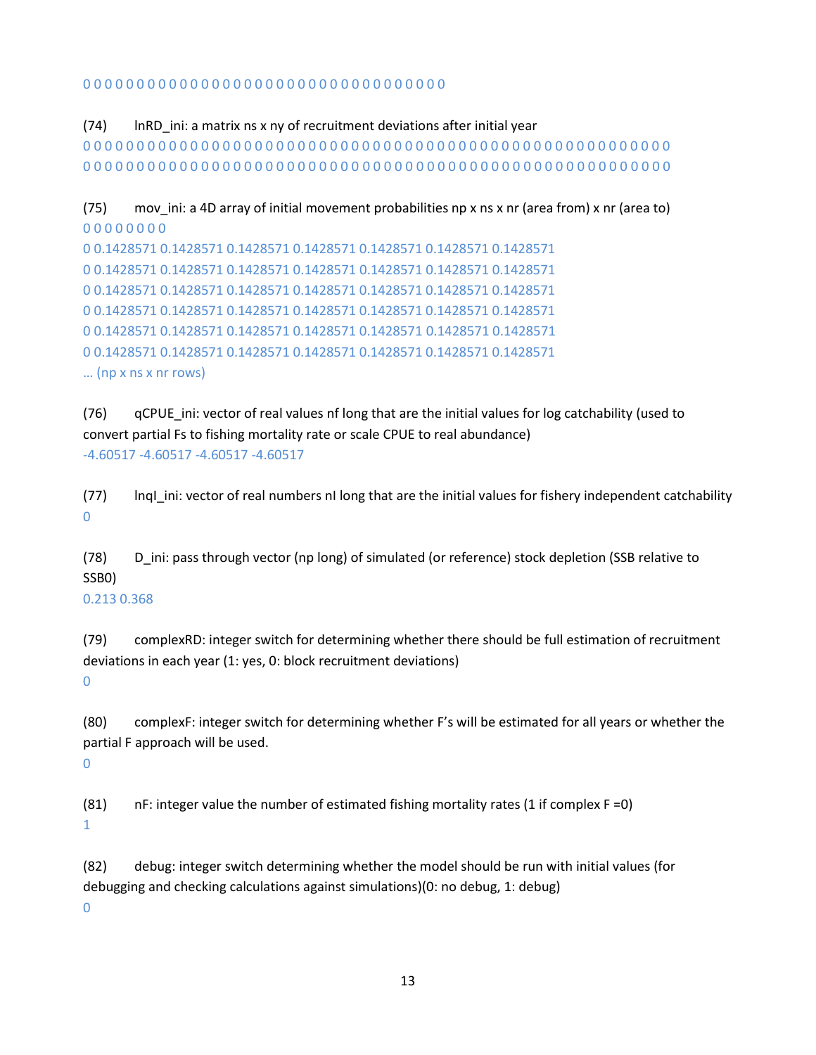0 0 0 0 0 0 0 0 0 0 0 0 0 0 0 0 0 0 0 0 0 0 0 0 0 0 0 0 0 0 0 0 0 0

(74) lnRD_ini: a matrix ns x ny of recruitment deviations after initial year

0 0 0 0 0 0 0 0 0 0 0 0 0 0 0 0 0 0 0 0 0 0 0 0 0 0 0 0 0 0 0 0 0 0 0 0 0 0 0 0 0 0 0 0 0 0 0 0 0 0 0 0 0 0 0
0 0 0 0 0 0 0 0 0 0 0 0 0 0 0 0 0 0 0 0 0 0 0 0 0 0 0 0 0 0 0 0 0 0 0 0 0 0 0 0 0 0 0 0 0 0 0 0 0 0 0 0 0 0 0

(75) mov_ini: a 4D array of initial movement probabilities np x ns x nr (area from) x nr (area to)

0 0 0 0 0 0 0 0
0 0.1428571 0.1428571 0.1428571 0.1428571 0.1428571 0.1428571 0.1428571
0 0.1428571 0.1428571 0.1428571 0.1428571 0.1428571 0.1428571 0.1428571
0 0.1428571 0.1428571 0.1428571 0.1428571 0.1428571 0.1428571 0.1428571
0 0.1428571 0.1428571 0.1428571 0.1428571 0.1428571 0.1428571 0.1428571
0 0.1428571 0.1428571 0.1428571 0.1428571 0.1428571 0.1428571 0.1428571
0 0.1428571 0.1428571 0.1428571 0.1428571 0.1428571 0.1428571 0.1428571
… (np x ns x nr rows)

(76) qCPUE_ini: vector of real values nf long that are the initial values for log catchability (used to convert partial Fs to fishing mortality rate or scale CPUE to real abundance)

-4.60517 -4.60517 -4.60517 -4.60517

(77) lnqI_ini: vector of real numbers nI long that are the initial values for fishery independent catchability

0

(78) D_ini: pass through vector (np long) of simulated (or reference) stock depletion (SSB relative to SSB0)

0.213 0.368

(79) complexRD: integer switch for determining whether there should be full estimation of recruitment deviations in each year (1: yes, 0: block recruitment deviations)

0

(80) complexF: integer switch for determining whether F's will be estimated for all years or whether the partial F approach will be used.

0

(81) nF: integer value the number of estimated fishing mortality rates (1 if complex F =0)

1

(82) debug: integer switch determining whether the model should be run with initial values (for debugging and checking calculations against simulations)(0: no debug, 1: debug)

0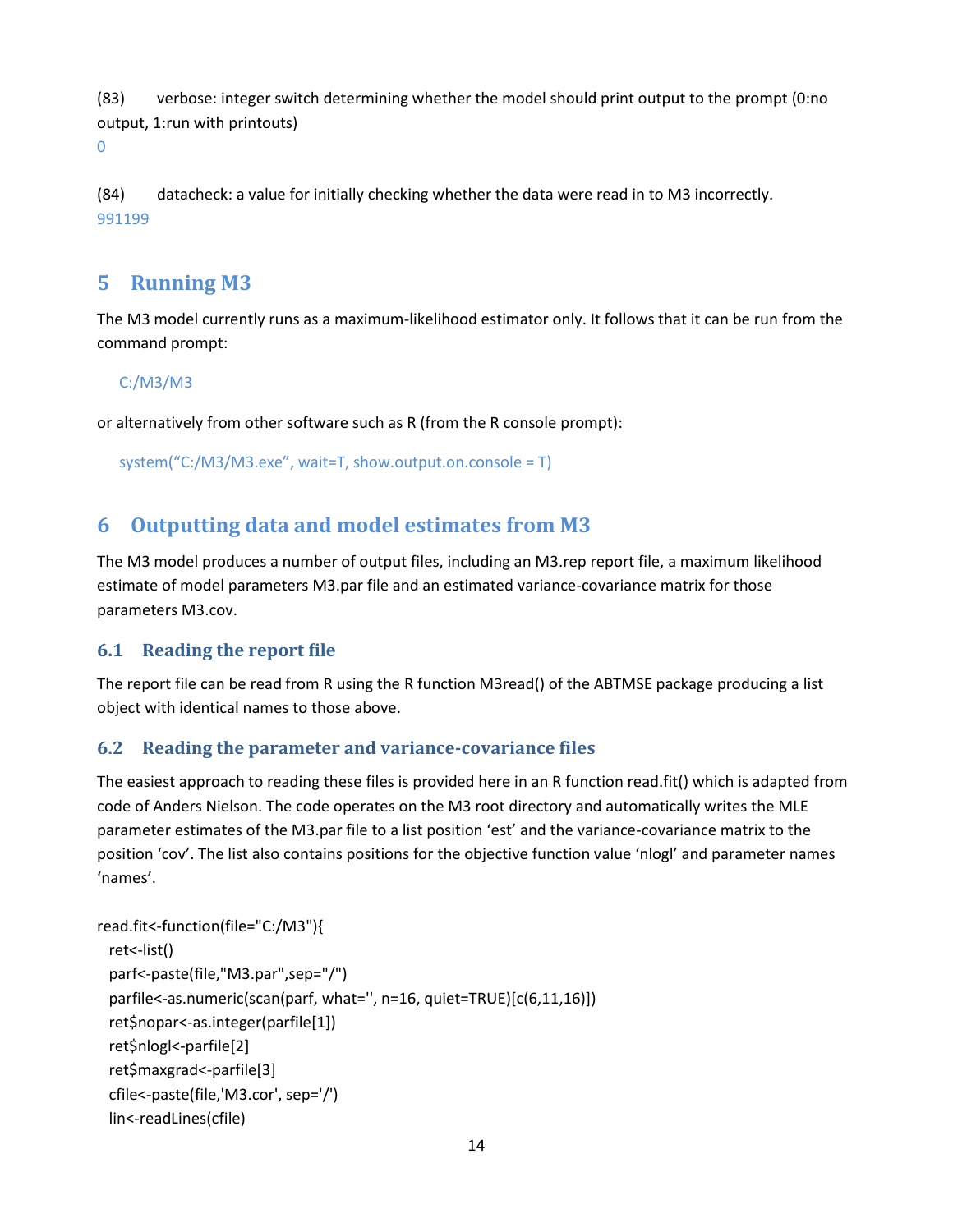(83) verbose: integer switch determining whether the model should print output to the prompt (0:no output, 1:run with printouts)

0

(84) datacheck: a value for initially checking whether the data were read in to M3 incorrectly.

991199

# 5 Running M3

The M3 model currently runs as a maximum-likelihood estimator only. It follows that it can be run from the command prompt:

```
C:/M3/M3
```

or alternatively from other software such as R (from the R console prompt):

```
system("C:/M3/M3.exe", wait=T, show.output.on.console = T)
```

# 6 Outputting data and model estimates from M3

The M3 model produces a number of output files, including an M3.rep report file, a maximum likelihood estimate of model parameters M3.par file and an estimated variance-covariance matrix for those parameters M3.cov.

## 6.1 Reading the report file

The report file can be read from R using the R function M3read() of the ABTMSE package producing a list object with identical names to those above.

## 6.2 Reading the parameter and variance-covariance files

The easiest approach to reading these files is provided here in an R function read.fit() which is adapted from code of Anders Nielson. The code operates on the M3 root directory and automatically writes the MLE parameter estimates of the M3.par file to a list position 'est' and the variance-covariance matrix to the position 'cov'. The list also contains positions for the objective function value 'nlogl' and parameter names 'names'.

```
read.fit<-function(file="C:/M3"){
  ret<-list()
  parf<-paste(file,"M3.par",sep="/")
  parfile<-as.numeric(scan(parf, what='', n=16, quiet=TRUE)[c(6,11,16)])
  ret$nopar<-as.integer(parfile[1])
  ret$nlogl<-parfile[2]
  ret$maxgrad<-parfile[3]
  cfile<-paste(file,'M3.cor', sep='/')
  lin<-readLines(cfile)
```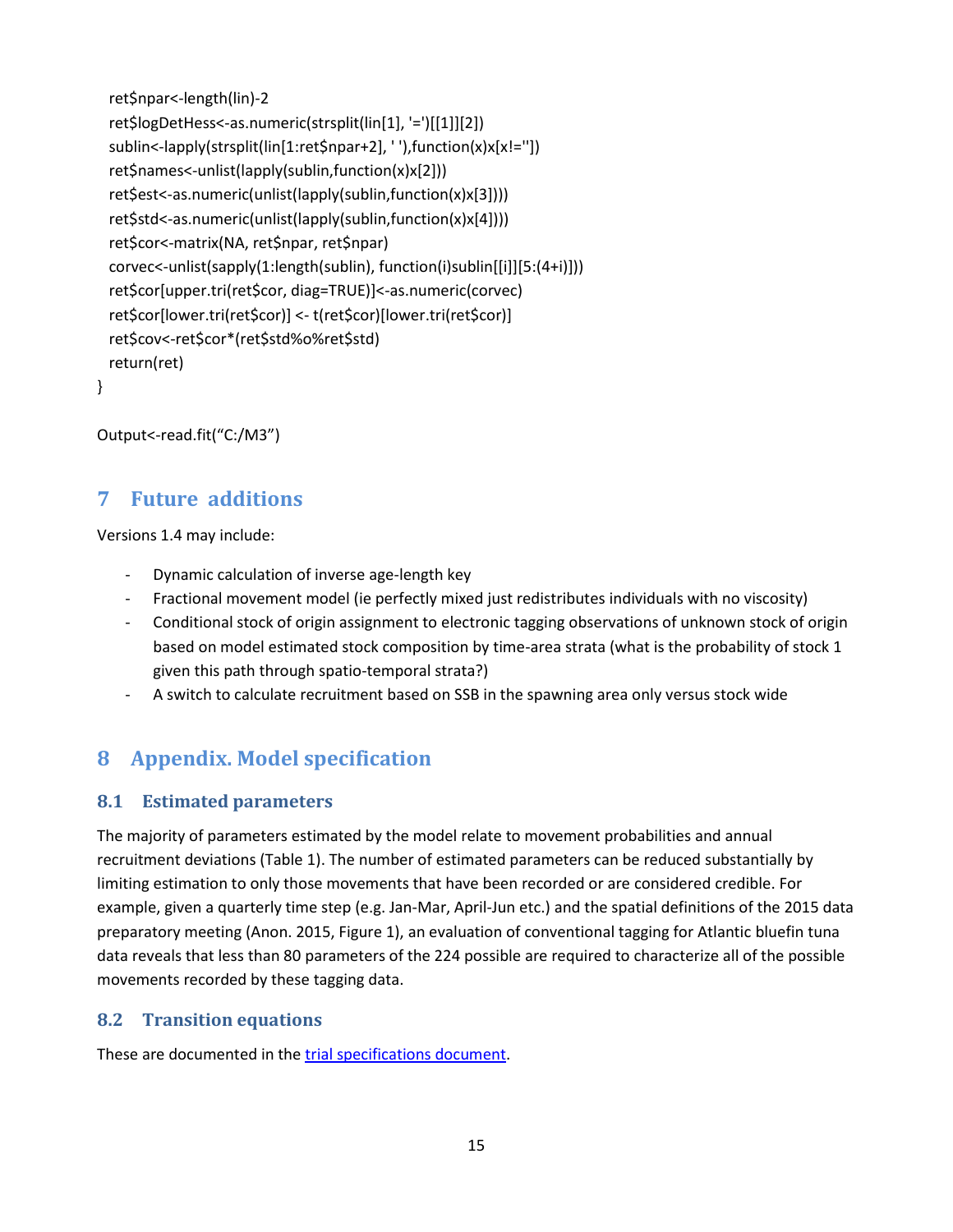```
  ret$npar<-length(lin)-2
  ret$logDetHess<-as.numeric(strsplit(lin[1], '=')[[1]][2])
  sublin<-lapply(strsplit(lin[1:ret$npar+2], ' '),function(x)x[x!=''])
  ret$names<-unlist(lapply(sublin,function(x)x[2]))
  ret$est<-as.numeric(unlist(lapply(sublin,function(x)x[3])))
  ret$std<-as.numeric(unlist(lapply(sublin,function(x)x[4])))
  ret$cor<-matrix(NA, ret$npar, ret$npar)
  corvec<-unlist(sapply(1:length(sublin), function(i)sublin[[i]][5:(4+i)]))
  ret$cor[upper.tri(ret$cor, diag=TRUE)]<-as.numeric(corvec)
  ret$cor[lower.tri(ret$cor)] <- t(ret$cor)[lower.tri(ret$cor)]
  ret$cov<-ret$cor*(ret$std%o%ret$std)
  return(ret)
}

Output<-read.fit("C:/M3")
```

# 7 Future additions

Versions 1.4 may include:

- Dynamic calculation of inverse age-length key
- Fractional movement model (ie perfectly mixed just redistributes individuals with no viscosity)
- Conditional stock of origin assignment to electronic tagging observations of unknown stock of origin based on model estimated stock composition by time-area strata (what is the probability of stock 1 given this path through spatio-temporal strata?)
- A switch to calculate recruitment based on SSB in the spawning area only versus stock wide

# 8 Appendix. Model specification

## 8.1 Estimated parameters

The majority of parameters estimated by the model relate to movement probabilities and annual recruitment deviations (Table 1). The number of estimated parameters can be reduced substantially by limiting estimation to only those movements that have been recorded or are considered credible. For example, given a quarterly time step (e.g. Jan-Mar, April-Jun etc.) and the spatial definitions of the 2015 data preparatory meeting (Anon. 2015, Figure 1), an evaluation of conventional tagging for Atlantic bluefin tuna data reveals that less than 80 parameters of the 224 possible are required to characterize all of the possible movements recorded by these tagging data.

## 8.2 Transition equations

These are documented in the trial specifications document.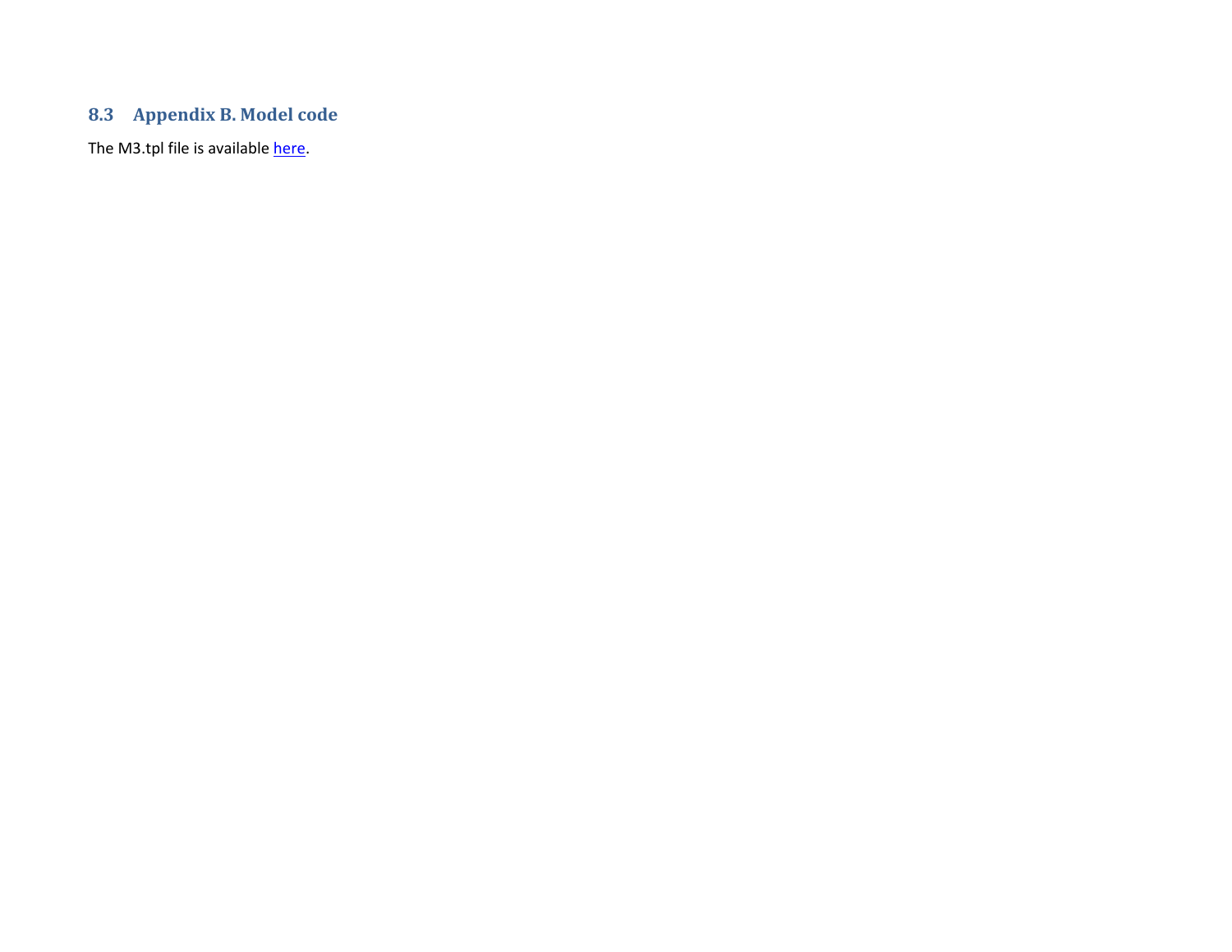## 8.3 Appendix B. Model code

The M3.tpl file is available here.